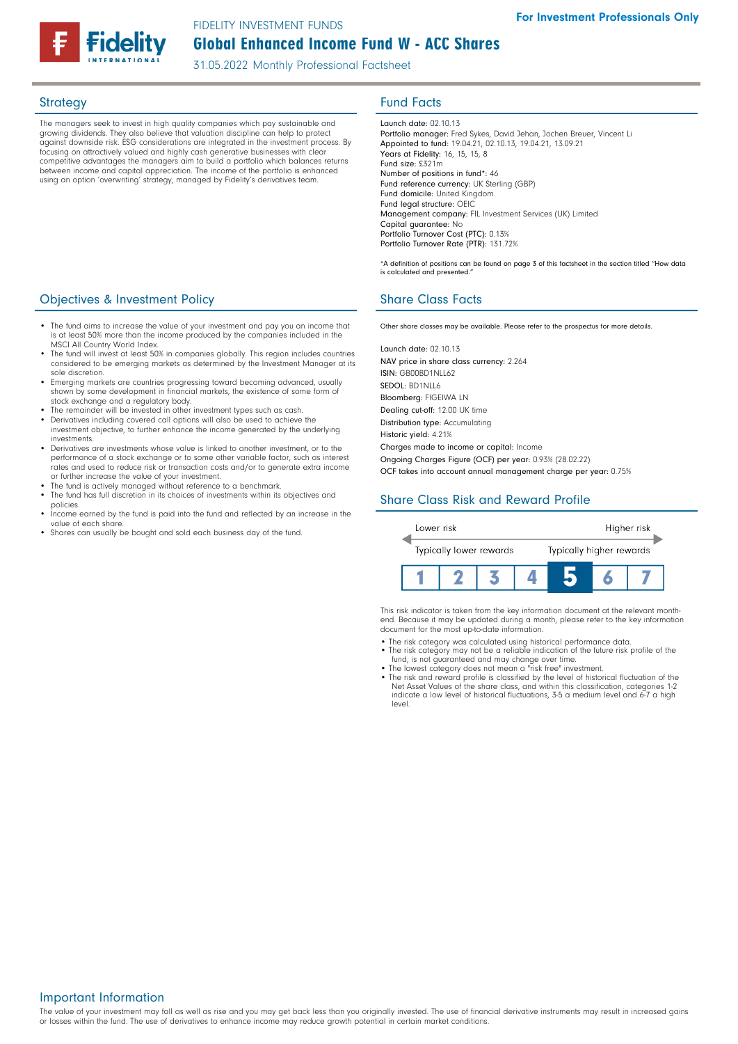For Investment Professionals Only

FIDELITY INVESTMENT FUNDS

# Global Enhanced Income Fund W - ACC Shares

31.05.2022 Monthly Professional Factsheet

## Strategy

The managers seek to invest in high quality companies which pay sustainable and growing dividends. They also believe that valuation discipline can help to protect against downside risk. ESG considerations are integrated in the investment process. By focusing on attractively valued and highly cash generative businesses with clear competitive advantages the managers aim to build a portfolio which balances returns between income and capital appreciation. The income of the portfolio is enhanced using an option 'overwriting' strategy, managed by Fidelity's derivatives team.

## Objectives & Investment Policy

- The fund aims to increase the value of your investment and pay you an income that is at least 50% more than the income produced by the companies included in the MSCI All Country World Index.
- The fund will invest at least 50% in companies globally. This region includes countries considered to be emerging markets as determined by the Investment Manager at its sole discretion.
- Emerging markets are countries progressing toward becoming advanced, usually shown by some development in financial markets, the existence of some form of stock exchange and a regulatory body.
- The remainder will be invested in other investment types such as cash.
- Derivatives including covered call options will also be used to achieve the investment objective, to further enhance the income generated by the underlying investments.
- Derivatives are investments whose value is linked to another investment, or to the performance of a stock exchange or to some other variable factor, such as interest rates and used to reduce risk or transaction costs and/or to generate extra income or further increase the value of your investment.
- The fund is actively managed without reference to a benchmark.
- The fund has full discretion in its choices of investments within its objectives and policies.
- Income earned by the fund is paid into the fund and reflected by an increase in the value of each share.
- Shares can usually be bought and sold each business day of the fund.

## Fund Facts

Launch date: 02.10.13
Portfolio manager: Fred Sykes, David Jehan, Jochen Breuer, Vincent Li
Appointed to fund: 19.04.21, 02.10.13, 19.04.21, 13.09.21
Years at Fidelity: 16, 15, 15, 8
Fund size: £321m
Number of positions in fund*: 46
Fund reference currency: UK Sterling (GBP)
Fund domicile: United Kingdom
Fund legal structure: OEIC
Management company: FIL Investment Services (UK) Limited
Capital guarantee: No
Portfolio Turnover Cost (PTC): 0.13%
Portfolio Turnover Rate (PTR): 131.72%

*A definition of positions can be found on page 3 of this factsheet in the section titled "How data is calculated and presented."

## Share Class Facts

Other share classes may be available. Please refer to the prospectus for more details.

Launch date: 02.10.13
NAV price in share class currency: 2.264
ISIN: GB00BD1NLL62
SEDOL: BD1NLL6
Bloomberg: FIGEIWA LN
Dealing cut-off: 12:00 UK time
Distribution type: Accumulating
Historic yield: 4.21%
Charges made to income or capital: Income
Ongoing Charges Figure (OCF) per year: 0.93% (28.02.22)
OCF takes into account annual management charge per year: 0.75%

## Share Class Risk and Reward Profile

Lower risk — Higher risk
Typically lower rewards — Typically higher rewards

| 1 | 2 | 3 | 4 | **5** | 6 | 7 |
|---|---|---|---|---|---|---|

This risk indicator is taken from the key information document at the relevant month-end. Because it may be updated during a month, please refer to the key information document for the most up-to-date information.

- The risk category was calculated using historical performance data.
- The risk category may not be a reliable indication of the future risk profile of the fund, is not guaranteed and may change over time.
- The lowest category does not mean a "risk free" investment.
- The risk and reward profile is classified by the level of historical fluctuation of the Net Asset Values of the share class, and within this classification, categories 1-2 indicate a low level of historical fluctuations, 3-5 a medium level and 6-7 a high level.

## Important Information

The value of your investment may fall as well as rise and you may get back less than you originally invested. The use of financial derivative instruments may result in increased gains or losses within the fund. The use of derivatives to enhance income may reduce growth potential in certain market conditions.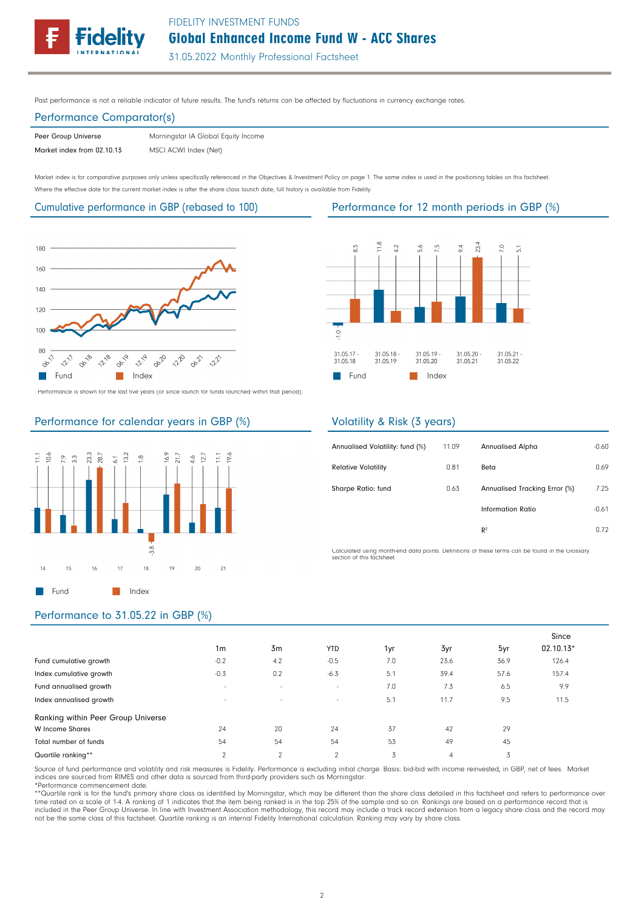Past performance is not a reliable indicator of future results. The fund's returns can be affected by fluctuations in currency exchange rates.

## Performance Comparator(s)

| | |
|---|---|
| Peer Group Universe | Morningstar IA Global Equity Income |
| Market index from 02.10.13 | MSCI ACWI Index (Net) |

Market index is for comparative purposes only unless specifically referenced in the Objectives & Investment Policy on page 1. The same index is used in the positioning tables on this factsheet.
Where the effective date for the current market index is after the share class launch date, full history is available from Fidelity.

## Cumulative performance in GBP (rebased to 100)

Performance is shown for the last five years (or since launch for funds launched within that period).

## Performance for 12 month periods in GBP (%)

| | 31.05.17 - 31.05.18 | 31.05.18 - 31.05.19 | 31.05.19 - 31.05.20 | 31.05.20 - 31.05.21 | 31.05.21 - 31.05.22 |
|---|---|---|---|---|---|
| Fund | -1.0 | 11.8 | 5.6 | 9.4 | 7.0 |
| Index | 8.5 | 4.2 | 7.5 | 23.4 | 5.1 |

## Performance for calendar years in GBP (%)

| | 14 | 15 | 16 | 17 | 18 | 19 | 20 | 21 |
|---|---|---|---|---|---|---|---|---|
| Fund | 11.1 | 7.9 | 23.3 | 6.1 | 1.8 | 16.9 | 4.6 | 11.1 |
| Index | 10.6 | 3.3 | 28.7 | 13.2 | -3.8 | 21.7 | 12.7 | 19.6 |

## Volatility & Risk (3 years)

| | | | |
|---|---|---|---|
| Annualised Volatility: fund (%) | 11.09 | Annualised Alpha | -0.60 |
| Relative Volatility | 0.81 | Beta | 0.69 |
| Sharpe Ratio: fund | 0.63 | Annualised Tracking Error (%) | 7.25 |
| | | Information Ratio | -0.61 |
| | | $R^2$ | 0.72 |

Calculated using month-end data points. Definitions of these terms can be found in the Glossary section of this factsheet.

## Performance to 31.05.22 in GBP (%)

| | 1m | 3m | YTD | 1yr | 3yr | 5yr | Since 02.10.13* |
|---|---|---|---|---|---|---|---|
| Fund cumulative growth | -0.2 | 4.2 | -0.5 | 7.0 | 23.6 | 36.9 | 126.4 |
| Index cumulative growth | -0.3 | 0.2 | -6.3 | 5.1 | 39.4 | 57.6 | 157.4 |
| Fund annualised growth | - | - | - | 7.0 | 7.3 | 6.5 | 9.9 |
| Index annualised growth | - | - | - | 5.1 | 11.7 | 9.5 | 11.5 |
| **Ranking within Peer Group Universe** | | | | | | | |
| W Income Shares | 24 | 20 | 24 | 37 | 42 | 29 | |
| Total number of funds | 54 | 54 | 54 | 53 | 49 | 45 | |
| Quartile ranking** | 2 | 2 | 2 | 3 | 4 | 3 | |

Source of fund performance and volatility and risk measures is Fidelity. Performance is excluding initial charge. Basis: bid-bid with income reinvested, in GBP, net of fees. Market indices are sourced from RIMES and other data is sourced from third-party providers such as Morningstar.
*Performance commencement date.
**Quartile rank is for the fund's primary share class as identified by Morningstar, which may be different than the share class detailed in this factsheet and refers to performance over time rated on a scale of 1-4. A ranking of 1 indicates that the item being ranked is in the top 25% of the sample and so on. Rankings are based on a performance record that is included in the Peer Group Universe. In line with Investment Association methodology, this record may include a track record extension from a legacy share class and the record may not be the same class of this factsheet. Quartile ranking is an internal Fidelity International calculation. Ranking may vary by share class.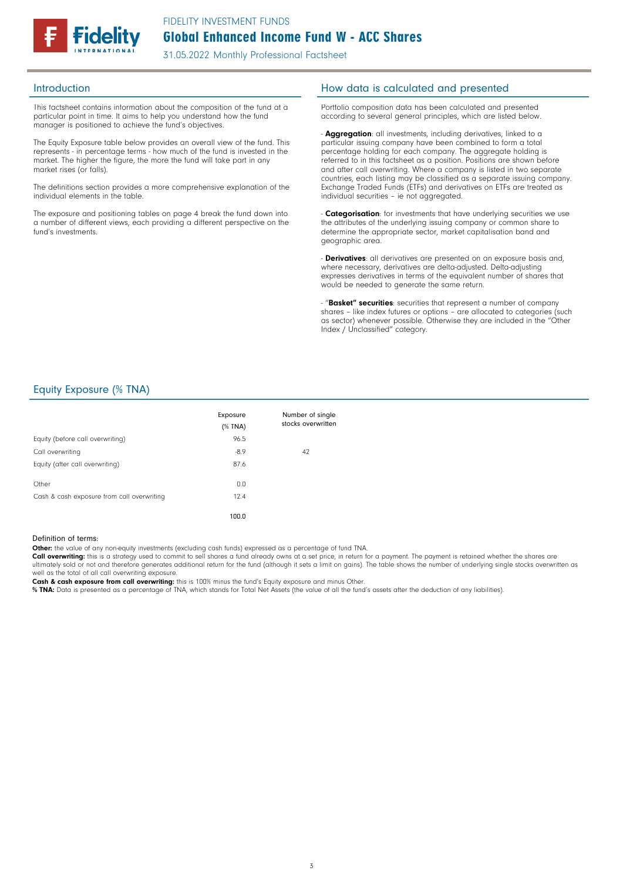FIDELITY INVESTMENT FUNDS

# Global Enhanced Income Fund W - ACC Shares

31.05.2022 Monthly Professional Factsheet

## Introduction

This factsheet contains information about the composition of the fund at a particular point in time. It aims to help you understand how the fund manager is positioned to achieve the fund's objectives.

The Equity Exposure table below provides an overall view of the fund. This represents - in percentage terms - how much of the fund is invested in the market. The higher the figure, the more the fund will take part in any market rises (or falls).

The definitions section provides a more comprehensive explanation of the individual elements in the table.

The exposure and positioning tables on page 4 break the fund down into a number of different views, each providing a different perspective on the fund's investments.

## How data is calculated and presented

Portfolio composition data has been calculated and presented according to several general principles, which are listed below.

- **Aggregation**: all investments, including derivatives, linked to a particular issuing company have been combined to form a total percentage holding for each company. The aggregate holding is referred to in this factsheet as a position. Positions are shown before and after call overwriting. Where a company is listed in two separate countries, each listing may be classified as a separate issuing company. Exchange Traded Funds (ETFs) and derivatives on ETFs are treated as individual securities – ie not aggregated.

- **Categorisation**: for investments that have underlying securities we use the attributes of the underlying issuing company or common share to determine the appropriate sector, market capitalisation band and geographic area.

- **Derivatives**: all derivatives are presented on an exposure basis and, where necessary, derivatives are delta-adjusted. Delta-adjusting expresses derivatives in terms of the equivalent number of shares that would be needed to generate the same return.

- "**Basket" securities**: securities that represent a number of company shares – like index futures or options – are allocated to categories (such as sector) whenever possible. Otherwise they are included in the "Other Index / Unclassified" category.

## Equity Exposure (% TNA)

| | Exposure (% TNA) | Number of single stocks overwritten |
|---|---|---|
| Equity (before call overwriting) | 96.5 | |
| Call overwriting | -8.9 | 42 |
| Equity (after call overwriting) | 87.6 | |
| Other | 0.0 | |
| Cash & cash exposure from call overwriting | 12.4 | |
| | 100.0 | |

Definition of terms:

**Other:** the value of any non-equity investments (excluding cash funds) expressed as a percentage of fund TNA.

**Call overwriting:** this is a strategy used to commit to sell shares a fund already owns at a set price, in return for a payment. The payment is retained whether the shares are ultimately sold or not and therefore generates additional return for the fund (although it sets a limit on gains). The table shows the number of underlying single stocks overwritten as well as the total of all call overwriting exposure.

**Cash & cash exposure from call overwriting:** this is 100% minus the fund's Equity exposure and minus Other.

**% TNA:** Data is presented as a percentage of TNA, which stands for Total Net Assets (the value of all the fund's assets after the deduction of any liabilities).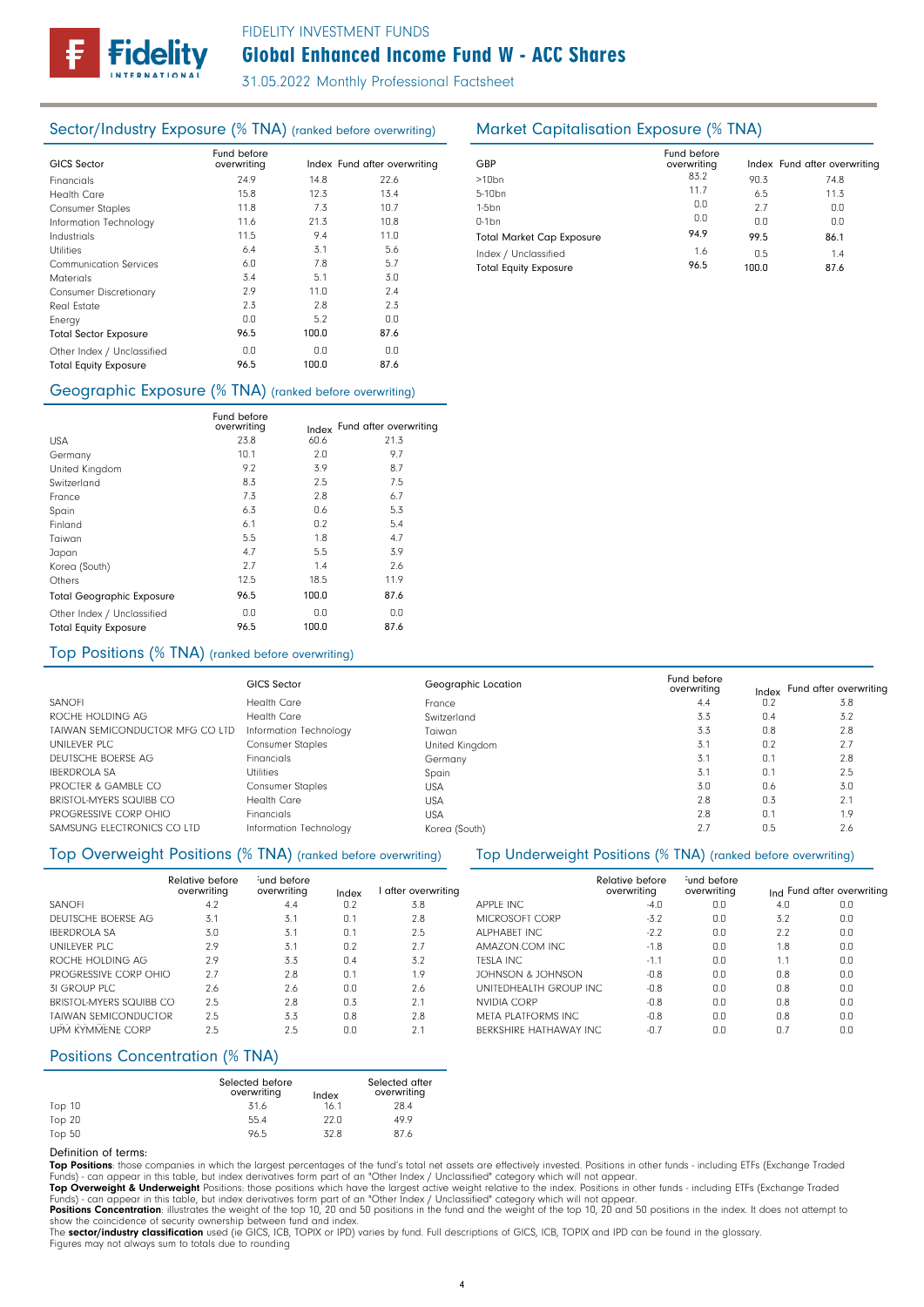# Global Enhanced Income Fund W - ACC Shares

FIDELITY INVESTMENT FUNDS

31.05.2022 Monthly Professional Factsheet

## Sector/Industry Exposure (% TNA) (ranked before overwriting)

| GICS Sector | Fund before overwriting | Index | Fund after overwriting |
|---|---|---|---|
| Financials | 24.9 | 14.8 | 22.6 |
| Health Care | 15.8 | 12.3 | 13.4 |
| Consumer Staples | 11.8 | 7.3 | 10.7 |
| Information Technology | 11.6 | 21.3 | 10.8 |
| Industrials | 11.5 | 9.4 | 11.0 |
| Utilities | 6.4 | 3.1 | 5.6 |
| Communication Services | 6.0 | 7.8 | 5.7 |
| Materials | 3.4 | 5.1 | 3.0 |
| Consumer Discretionary | 2.9 | 11.0 | 2.4 |
| Real Estate | 2.3 | 2.8 | 2.3 |
| Energy | 0.0 | 5.2 | 0.0 |
| **Total Sector Exposure** | **96.5** | **100.0** | **87.6** |
| Other Index / Unclassified | 0.0 | 0.0 | 0.0 |
| **Total Equity Exposure** | **96.5** | **100.0** | **87.6** |

## Market Capitalisation Exposure (% TNA)

| GBP | Fund before overwriting | Index | Fund after overwriting |
|---|---|---|---|
| >10bn | 83.2 | 90.3 | 74.8 |
| 5-10bn | 11.7 | 6.5 | 11.3 |
| 1-5bn | 0.0 | 2.7 | 0.0 |
| 0-1bn | 0.0 | 0.0 | 0.0 |
| **Total Market Cap Exposure** | **94.9** | **99.5** | **86.1** |
| Index / Unclassified | 1.6 | 0.5 | 1.4 |
| **Total Equity Exposure** | **96.5** | **100.0** | **87.6** |

## Geographic Exposure (% TNA) (ranked before overwriting)

| | Fund before overwriting | Index | Fund after overwriting |
|---|---|---|---|
| USA | 23.8 | 60.6 | 21.3 |
| Germany | 10.1 | 2.0 | 9.7 |
| United Kingdom | 9.2 | 3.9 | 8.7 |
| Switzerland | 8.3 | 2.5 | 7.5 |
| France | 7.3 | 2.8 | 6.7 |
| Spain | 6.3 | 0.6 | 5.3 |
| Finland | 6.1 | 0.2 | 5.4 |
| Taiwan | 5.5 | 1.8 | 4.7 |
| Japan | 4.7 | 5.5 | 3.9 |
| Korea (South) | 2.7 | 1.4 | 2.6 |
| Others | 12.5 | 18.5 | 11.9 |
| **Total Geographic Exposure** | **96.5** | **100.0** | **87.6** |
| Other Index / Unclassified | 0.0 | 0.0 | 0.0 |
| **Total Equity Exposure** | **96.5** | **100.0** | **87.6** |

## Top Positions (% TNA) (ranked before overwriting)

| | GICS Sector | Geographic Location | Fund before overwriting | Index | Fund after overwriting |
|---|---|---|---|---|---|
| SANOFI | Health Care | France | 4.4 | 0.2 | 3.8 |
| ROCHE HOLDING AG | Health Care | Switzerland | 3.3 | 0.4 | 3.2 |
| TAIWAN SEMICONDUCTOR MFG CO LTD | Information Technology | Taiwan | 3.3 | 0.8 | 2.8 |
| UNILEVER PLC | Consumer Staples | United Kingdom | 3.1 | 0.2 | 2.7 |
| DEUTSCHE BOERSE AG | Financials | Germany | 3.1 | 0.1 | 2.8 |
| IBERDROLA SA | Utilities | Spain | 3.1 | 0.1 | 2.5 |
| PROCTER & GAMBLE CO | Consumer Staples | USA | 3.0 | 0.6 | 3.0 |
| BRISTOL-MYERS SQUIBB CO | Health Care | USA | 2.8 | 0.3 | 2.1 |
| PROGRESSIVE CORP OHIO | Financials | USA | 2.8 | 0.1 | 1.9 |
| SAMSUNG ELECTRONICS CO LTD | Information Technology | Korea (South) | 2.7 | 0.5 | 2.6 |

## Top Overweight Positions (% TNA) (ranked before overwriting)

| | Relative before overwriting | Fund before overwriting | Index | Fund after overwriting |
|---|---|---|---|---|
| SANOFI | 4.2 | 4.4 | 0.2 | 3.8 |
| DEUTSCHE BOERSE AG | 3.1 | 3.1 | 0.1 | 2.8 |
| IBERDROLA SA | 3.0 | 3.1 | 0.1 | 2.5 |
| UNILEVER PLC | 2.9 | 3.1 | 0.2 | 2.7 |
| ROCHE HOLDING AG | 2.9 | 3.3 | 0.4 | 3.2 |
| PROGRESSIVE CORP OHIO | 2.7 | 2.8 | 0.1 | 1.9 |
| 3I GROUP PLC | 2.6 | 2.6 | 0.0 | 2.6 |
| BRISTOL-MYERS SQUIBB CO | 2.5 | 2.8 | 0.3 | 2.1 |
| TAIWAN SEMICONDUCTOR | 2.5 | 3.3 | 0.8 | 2.8 |
| UPM KYMMENE CORP | 2.5 | 2.5 | 0.0 | 2.1 |

## Top Underweight Positions (% TNA) (ranked before overwriting)

| | Relative before overwriting | Fund before overwriting | Index | Fund after overwriting |
|---|---|---|---|---|
| APPLE INC | -4.0 | 0.0 | 4.0 | 0.0 |
| MICROSOFT CORP | -3.2 | 0.0 | 3.2 | 0.0 |
| ALPHABET INC | -2.2 | 0.0 | 2.2 | 0.0 |
| AMAZON.COM INC | -1.8 | 0.0 | 1.8 | 0.0 |
| TESLA INC | -1.1 | 0.0 | 1.1 | 0.0 |
| JOHNSON & JOHNSON | -0.8 | 0.0 | 0.8 | 0.0 |
| UNITEDHEALTH GROUP INC | -0.8 | 0.0 | 0.8 | 0.0 |
| NVIDIA CORP | -0.8 | 0.0 | 0.8 | 0.0 |
| META PLATFORMS INC | -0.8 | 0.0 | 0.8 | 0.0 |
| BERKSHIRE HATHAWAY INC | -0.7 | 0.0 | 0.7 | 0.0 |

## Positions Concentration (% TNA)

| | Selected before overwriting | Index | Selected after overwriting |
|---|---|---|---|
| Top 10 | 31.6 | 16.1 | 28.4 |
| Top 20 | 55.4 | 22.0 | 49.9 |
| Top 50 | 96.5 | 32.8 | 87.6 |

Definition of terms:

**Top Positions**: those companies in which the largest percentages of the fund's total net assets are effectively invested. Positions in other funds - including ETFs (Exchange Traded Funds) - can appear in this table, but index derivatives form part of an "Other Index / Unclassified" category which will not appear.

**Top Overweight & Underweight** Positions: those positions which have the largest active weight relative to the index. Positions in other funds - including ETFs (Exchange Traded Funds) - can appear in this table, but index derivatives form part of an "Other Index / Unclassified" category which will not appear.

**Positions Concentration**: illustrates the weight of the top 10, 20 and 50 positions in the fund and the weight of the top 10, 20 and 50 positions in the index. It does not attempt to show the coincidence of security ownership between fund and index.

The **sector/industry classification** used (ie GICS, ICB, TOPIX or IPD) varies by fund. Full descriptions of GICS, ICB, TOPIX and IPD can be found in the glossary.

Figures may not always sum to totals due to rounding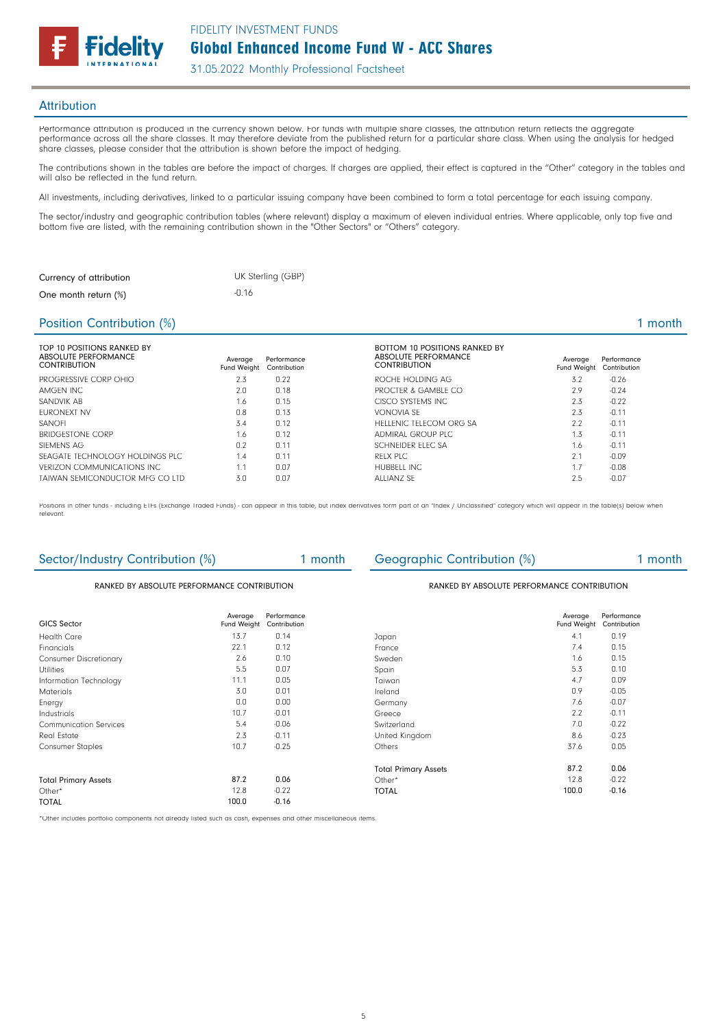## Attribution

Performance attribution is produced in the currency shown below. For funds with multiple share classes, the attribution return reflects the aggregate performance across all the share classes. It may therefore deviate from the published return for a particular share class. When using the analysis for hedged share classes, please consider that the attribution is shown before the impact of hedging.

The contributions shown in the tables are before the impact of charges. If charges are applied, their effect is captured in the "Other" category in the tables and will also be reflected in the fund return.

All investments, including derivatives, linked to a particular issuing company have been combined to form a total percentage for each issuing company.

The sector/industry and geographic contribution tables (where relevant) display a maximum of eleven individual entries. Where applicable, only top five and bottom five are listed, with the remaining contribution shown in the "Other Sectors" or "Others" category.

| | |
|---|---|
| Currency of attribution | UK Sterling (GBP) |
| One month return (%) | -0.16 |

## Position Contribution (%) — 1 month

| TOP 10 POSITIONS RANKED BY ABSOLUTE PERFORMANCE CONTRIBUTION | Average Fund Weight | Performance Contribution |
|---|---|---|
| PROGRESSIVE CORP OHIO | 2.3 | 0.22 |
| AMGEN INC | 2.0 | 0.18 |
| SANDVIK AB | 1.6 | 0.15 |
| EURONEXT NV | 0.8 | 0.13 |
| SANOFI | 3.4 | 0.12 |
| BRIDGESTONE CORP | 1.6 | 0.12 |
| SIEMENS AG | 0.2 | 0.11 |
| SEAGATE TECHNOLOGY HOLDINGS PLC | 1.4 | 0.11 |
| VERIZON COMMUNICATIONS INC | 1.1 | 0.07 |
| TAIWAN SEMICONDUCTOR MFG CO LTD | 3.0 | 0.07 |

| BOTTOM 10 POSITIONS RANKED BY ABSOLUTE PERFORMANCE CONTRIBUTION | Average Fund Weight | Performance Contribution |
|---|---|---|
| ROCHE HOLDING AG | 3.2 | -0.26 |
| PROCTER & GAMBLE CO | 2.9 | -0.24 |
| CISCO SYSTEMS INC | 2.3 | -0.22 |
| VONOVIA SE | 2.3 | -0.11 |
| HELLENIC TELECOM ORG SA | 2.2 | -0.11 |
| ADMIRAL GROUP PLC | 1.3 | -0.11 |
| SCHNEIDER ELEC SA | 1.6 | -0.11 |
| RELX PLC | 2.1 | -0.09 |
| HUBBELL INC | 1.7 | -0.08 |
| ALLIANZ SE | 2.5 | -0.07 |

Positions in other funds - including ETFs (Exchange Traded Funds) - can appear in this table, but index derivatives form part of an "Index / Unclassified" category which will appear in the table(s) below when relevant.

## Sector/Industry Contribution (%) — 1 month

RANKED BY ABSOLUTE PERFORMANCE CONTRIBUTION

| GICS Sector | Average Fund Weight | Performance Contribution |
|---|---|---|
| Health Care | 13.7 | 0.14 |
| Financials | 22.1 | 0.12 |
| Consumer Discretionary | 2.6 | 0.10 |
| Utilities | 5.5 | 0.07 |
| Information Technology | 11.1 | 0.05 |
| Materials | 3.0 | 0.01 |
| Energy | 0.0 | 0.00 |
| Industrials | 10.7 | -0.01 |
| Communication Services | 5.4 | -0.06 |
| Real Estate | 2.3 | -0.11 |
| Consumer Staples | 10.7 | -0.25 |
| | | |
| Total Primary Assets | 87.2 | 0.06 |
| Other* | 12.8 | -0.22 |
| TOTAL | 100.0 | -0.16 |

## Geographic Contribution (%) — 1 month

RANKED BY ABSOLUTE PERFORMANCE CONTRIBUTION

| | Average Fund Weight | Performance Contribution |
|---|---|---|
| Japan | 4.1 | 0.19 |
| France | 7.4 | 0.15 |
| Sweden | 1.6 | 0.15 |
| Spain | 5.3 | 0.10 |
| Taiwan | 4.7 | 0.09 |
| Ireland | 0.9 | -0.05 |
| Germany | 7.6 | -0.07 |
| Greece | 2.2 | -0.11 |
| Switzerland | 7.0 | -0.22 |
| United Kingdom | 8.6 | -0.23 |
| Others | 37.6 | 0.05 |
| | | |
| Total Primary Assets | 87.2 | 0.06 |
| Other* | 12.8 | -0.22 |
| TOTAL | 100.0 | -0.16 |

*Other includes portfolio components not already listed such as cash, expenses and other miscellaneous items.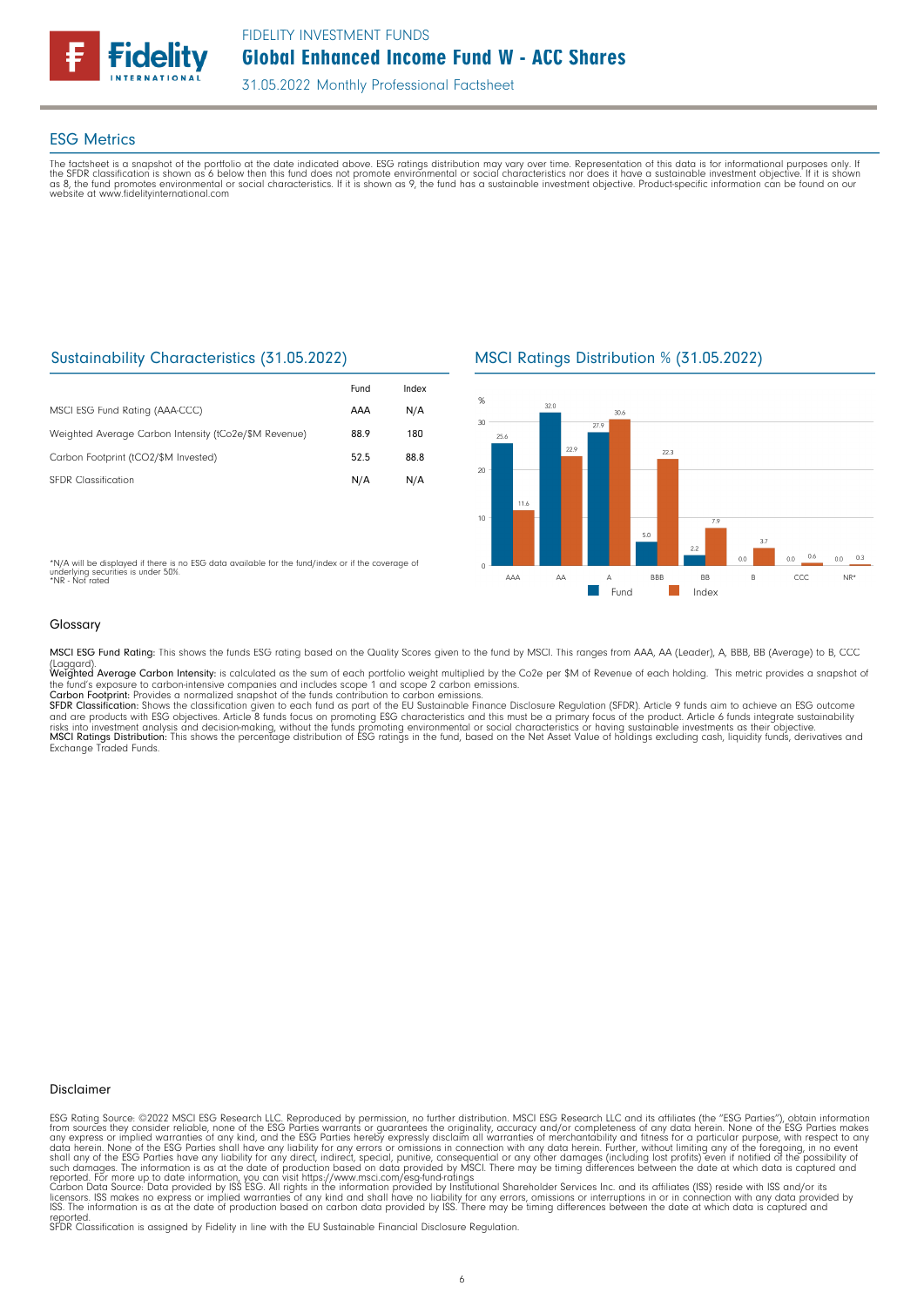FIDELITY INVESTMENT FUNDS

# Global Enhanced Income Fund W - ACC Shares

31.05.2022 Monthly Professional Factsheet

## ESG Metrics

The factsheet is a snapshot of the portfolio at the date indicated above. ESG ratings distribution may vary over time. Representation of this data is for informational purposes only. If the SFDR classification is shown as 6 below then this fund does not promote environmental or social characteristics nor does it have a sustainable investment objective. If it is shown as 8, the fund promotes environmental or social characteristics. If it is shown as 9, the fund has a sustainable investment objective. Product-specific information can be found on our website at www.fidelityinternational.com

### Sustainability Characteristics (31.05.2022)

| | Fund | Index |
|---|---|---|
| MSCI ESG Fund Rating (AAA-CCC) | AAA | N/A |
| Weighted Average Carbon Intensity (tCo2e/$M Revenue) | 88.9 | 180 |
| Carbon Footprint (tCO2/$M Invested) | 52.5 | 88.8 |
| SFDR Classification | N/A | N/A |

*N/A will be displayed if there is no ESG data available for the fund/index or if the coverage of underlying securities is under 50%.
*NR - Not rated

### MSCI Ratings Distribution % (31.05.2022)

| Rating | Fund | Index |
|---|---|---|
| AAA | 25.6 | 11.6 |
| AA | 32.0 | 22.9 |
| A | 27.9 | 30.6 |
| BBB | 5.0 | 22.3 |
| BB | 2.2 | 7.9 |
| B | 0.0 | 3.7 |
| CCC | 0.0 | 0.6 |
| NR* | 0.0 | 0.3 |

### Glossary

**MSCI ESG Fund Rating:** This shows the funds ESG rating based on the Quality Scores given to the fund by MSCI. This ranges from AAA, AA (Leader), A, BBB, BB (Average) to B, CCC (Laggard).
**Weighted Average Carbon Intensity:** is calculated as the sum of each portfolio weight multiplied by the Co2e per $M of Revenue of each holding. This metric provides a snapshot of the fund's exposure to carbon-intensive companies and includes scope 1 and scope 2 carbon emissions.
**Carbon Footprint:** Provides a normalized snapshot of the funds contribution to carbon emissions.
**SFDR Classification:** Shows the classification given to each fund as part of the EU Sustainable Finance Disclosure Regulation (SFDR). Article 9 funds aim to achieve an ESG outcome and are products with ESG objectives. Article 8 funds focus on promoting ESG characteristics and this must be a primary focus of the product. Article 6 funds integrate sustainability risks into investment analysis and decision-making, without the funds promoting environmental or social characteristics or having sustainable investments as their objective.
**MSCI Ratings Distribution:** This shows the percentage distribution of ESG ratings in the fund, based on the Net Asset Value of holdings excluding cash, liquidity funds, derivatives and Exchange Traded Funds.

### Disclaimer

ESG Rating Source: ©2022 MSCI ESG Research LLC. Reproduced by permission, no further distribution. MSCI ESG Research LLC and its affiliates (the "ESG Parties"), obtain information from sources they consider reliable, none of the ESG Parties warrants or guarantees the originality, accuracy and/or completeness of any data herein. None of the ESG Parties makes any express or implied warranties of any kind, and the ESG Parties hereby expressly disclaim all warranties of merchantability and fitness for a particular purpose, with respect to any data herein. None of the ESG Parties shall have any liability for any errors or omissions in connection with any data herein. Further, without limiting any of the foregoing, in no event shall any of the ESG Parties have any liability for any direct, indirect, special, punitive, consequential or any other damages (including lost profits) even if notified of the possibility of such damages. The information is as at the date of production based on data provided by MSCI. There may be timing differences between the date at which data is captured and reported. For more up to date information, you can visit https://www.msci.com/esg-fund-ratings
Carbon Data Source: Data provided by ISS ESG. All rights in the information provided by Institutional Shareholder Services Inc. and its affiliates (ISS) reside with ISS and/or its licensors. ISS makes no express or implied warranties of any kind and shall have no liability for any errors, omissions or interruptions in or in connection with any data provided by ISS. The information is as at the date of production based on carbon data provided by ISS. There may be timing differences between the date at which data is captured and reported.
SFDR Classification is assigned by Fidelity in line with the EU Sustainable Financial Disclosure Regulation.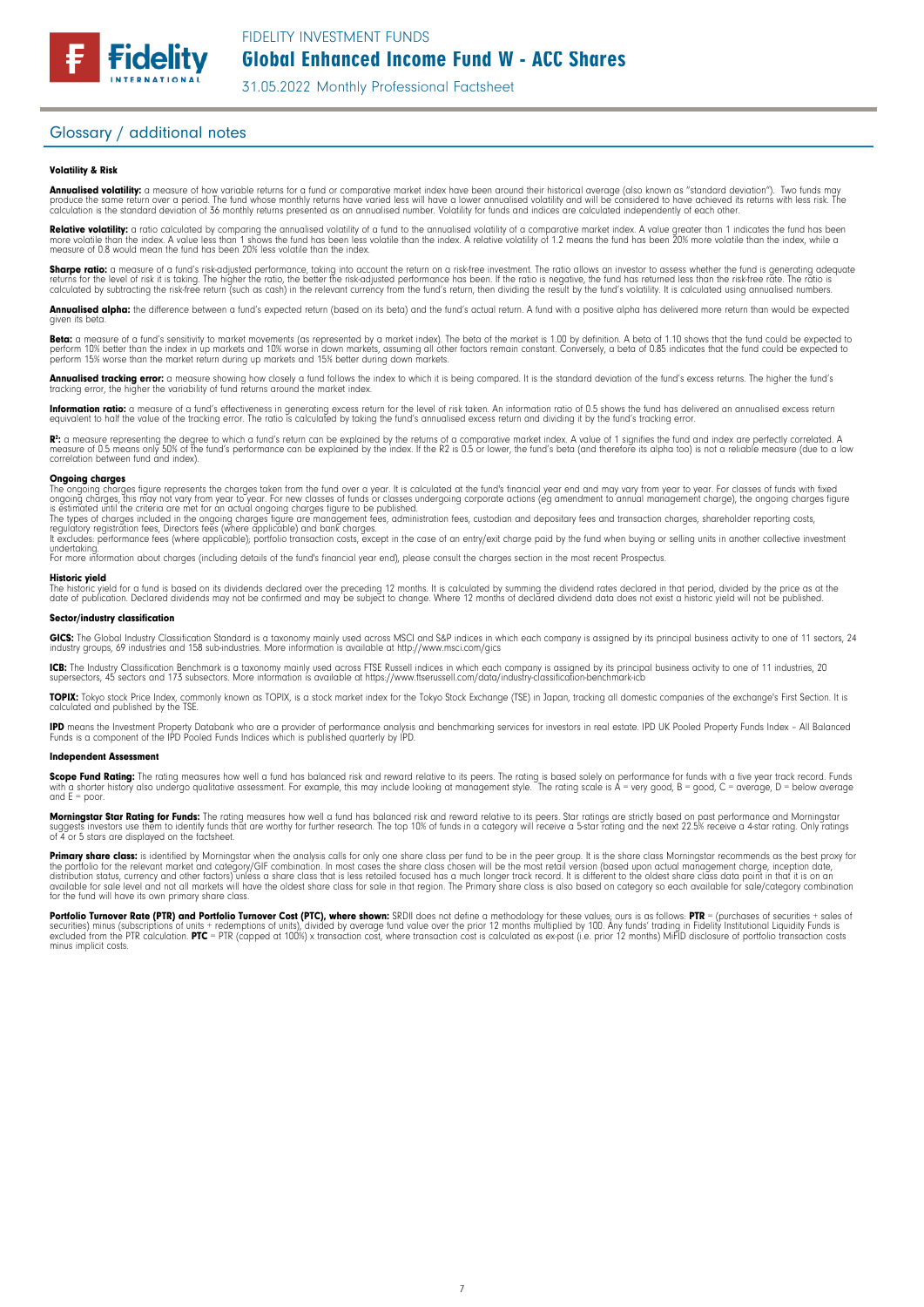## Glossary / additional notes

### Volatility & Risk

**Annualised volatility:** a measure of how variable returns for a fund or comparative market index have been around their historical average (also known as "standard deviation"). Two funds may produce the same return over a period. The fund whose monthly returns have varied less will have a lower annualised volatility and will be considered to have achieved its returns with less risk. The calculation is the standard deviation of 36 monthly returns presented as an annualised number. Volatility for funds and indices are calculated independently of each other.

**Relative volatility:** a ratio calculated by comparing the annualised volatility of a fund to the annualised volatility of a comparative market index. A value greater than 1 indicates the fund has been more volatile than the index. A value less than 1 shows the fund has been less volatile than the index. A relative volatility of 1.2 means the fund has been 20% more volatile than the index, while a measure of 0.8 would mean the fund has been 20% less volatile than the index.

**Sharpe ratio:** a measure of a fund's risk-adjusted performance, taking into account the return on a risk-free investment. The ratio allows an investor to assess whether the fund is generating adequate returns for the level of risk it is taking. The higher the ratio, the better the risk-adjusted performance has been. If the ratio is negative, the fund has returned less than the risk-free rate. The ratio is calculated by subtracting the risk-free return (such as cash) in the relevant currency from the fund's return, then dividing the result by the fund's volatility. It is calculated using annualised numbers.

**Annualised alpha:** the difference between a fund's expected return (based on its beta) and the fund's actual return. A fund with a positive alpha has delivered more return than would be expected given its beta.

**Beta:** a measure of a fund's sensitivity to market movements (as represented by a market index). The beta of the market is 1.00 by definition. A beta of 1.10 shows that the fund could be expected to perform 10% better than the index in up markets and 10% worse in down markets, assuming all other factors remain constant. Conversely, a beta of 0.85 indicates that the fund could be expected to perform 15% worse than the market return during up markets and 15% better during down markets.

**Annualised tracking error:** a measure showing how closely a fund follows the index to which it is being compared. It is the standard deviation of the fund's excess returns. The higher the fund's tracking error, the higher the variability of fund returns around the market index.

**Information ratio:** a measure of a fund's effectiveness in generating excess return for the level of risk taken. An information ratio of 0.5 shows the fund has delivered an annualised excess return equivalent to half the value of the tracking error. The ratio is calculated by taking the fund's annualised excess return and dividing it by the fund's tracking error.

**$R^2$:** a measure representing the degree to which a fund's return can be explained by the returns of a comparative market index. A value of 1 signifies the fund and index are perfectly correlated. A measure of 0.5 means only 50% of the fund's performance can be explained by the index. If the R2 is 0.5 or lower, the fund's beta (and therefore its alpha too) is not a reliable measure (due to a low correlation between fund and index).

### Ongoing charges

The ongoing charges figure represents the charges taken from the fund over a year. It is calculated at the fund's financial year end and may vary from year to year. For classes of funds with fixed ongoing charges, this may not vary from year to year. For new classes of funds or classes undergoing corporate actions (eg amendment to annual management charge), the ongoing charges figure is estimated until the criteria are met for an actual ongoing charges figure to be published.
The types of charges included in the ongoing charges figure are management fees, administration fees, custodian and depositary fees and transaction charges, shareholder reporting costs, regulatory registration fees, Directors fees (where applicable) and bank charges.
It excludes: performance fees (where applicable); portfolio transaction costs, except in the case of an entry/exit charge paid by the fund when buying or selling units in another collective investment undertaking.
For more information about charges (including details of the fund's financial year end), please consult the charges section in the most recent Prospectus.

### Historic yield

The historic yield for a fund is based on its dividends declared over the preceding 12 months. It is calculated by summing the dividend rates declared in that period, divided by the price as at the date of publication. Declared dividends may not be confirmed and may be subject to change. Where 12 months of declared dividend data does not exist a historic yield will not be published.

### Sector/industry classification

**GICS:** The Global Industry Classification Standard is a taxonomy mainly used across MSCI and S&P indices in which each company is assigned by its principal business activity to one of 11 sectors, 24 industry groups, 69 industries and 158 sub-industries. More information is available at http://www.msci.com/gics

**ICB:** The Industry Classification Benchmark is a taxonomy mainly used across FTSE Russell indices in which each company is assigned by its principal business activity to one of 11 industries, 20 supersectors, 45 sectors and 173 subsectors. More information is available at https://www.ftserussell.com/data/industry-classification-benchmark-icb

**TOPIX:** Tokyo stock Price Index, commonly known as TOPIX, is a stock market index for the Tokyo Stock Exchange (TSE) in Japan, tracking all domestic companies of the exchange's First Section. It is calculated and published by the TSE.

**IPD** means the Investment Property Databank who are a provider of performance analysis and benchmarking services for investors in real estate. IPD UK Pooled Property Funds Index - All Balanced Funds is a component of the IPD Pooled Funds Indices which is published quarterly by IPD.

### Independent Assessment

**Scope Fund Rating:** The rating measures how well a fund has balanced risk and reward relative to its peers. The rating is based solely on performance for funds with a five year track record. Funds with a shorter history also undergo qualitative assessment. For example, this may include looking at management style. The rating scale is A = very good, B = good, C = average, D = below average and E = poor.

**Morningstar Star Rating for Funds:** The rating measures how well a fund has balanced risk and reward relative to its peers. Star ratings are strictly based on past performance and Morningstar suggests investors use them to identify funds that are worthy for further research. The top 10% of funds in a category will receive a 5-star rating and the next 22.5% receive a 4-star rating. Only ratings of 4 or 5 stars are displayed on the factsheet.

**Primary share class:** is identified by Morningstar when the analysis calls for only one share class per fund to be in the peer group. It is the share class Morningstar recommends as the best proxy for the portfolio for the relevant market and category/GIF combination. In most cases the share class chosen will be the most retail version (based upon actual management charge, inception date, distribution status, currency and other factors) unless a share class that is less retailed focused has a much longer track record. It is different to the oldest share class data point in that it is on an available for sale level and not all markets will have the oldest share class for sale in that region. The Primary share class is also based on category so each available for sale/category combination for the fund will have its own primary share class.

**Portfolio Turnover Rate (PTR) and Portfolio Turnover Cost (PTC), where shown:** SRDII does not define a methodology for these values; ours is as follows: **PTR** = (purchases of securities + sales of securities) minus (subscriptions of units + redemptions of units), divided by average fund value over the prior 12 months multiplied by 100. Any funds' trading in Fidelity Institutional Liquidity Funds is excluded from the PTR calculation. **PTC** = PTR (capped at 100%) x transaction cost, where transaction cost is calculated as ex-post (i.e. prior 12 months) MiFID disclosure of portfolio transaction costs minus implicit costs.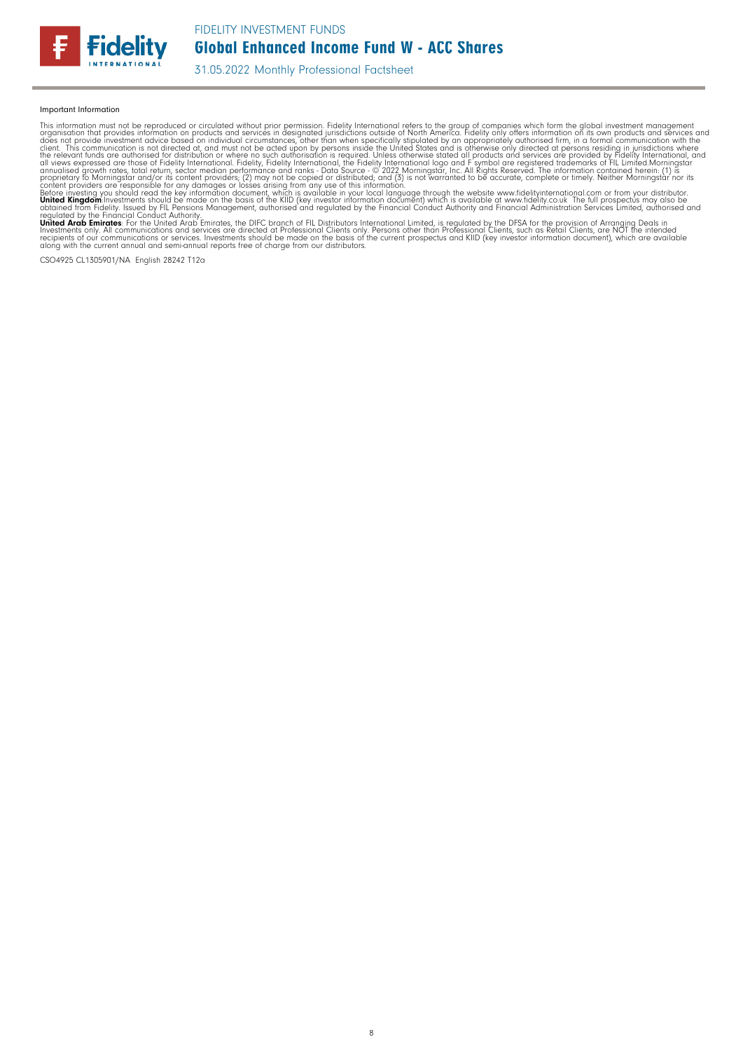Important Information

This information must not be reproduced or circulated without prior permission. Fidelity International refers to the group of companies which form the global investment management organisation that provides information on products and services in designated jurisdictions outside of North America. Fidelity only offers information on its own products and services and does not provide investment advice based on individual circumstances, other than when specifically stipulated by an appropriately authorised firm, in a formal communication with the client. This communication is not directed at, and must not be acted upon by persons inside the United States and is otherwise only directed at persons residing in jurisdictions where the relevant funds are authorised for distribution or where no such authorisation is required. Unless otherwise stated all products and services are provided by Fidelity International, and all views expressed are those of Fidelity International. Fidelity, Fidelity International, the Fidelity International logo and F symbol are registered trademarks of FIL Limited.Morningstar annualised growth rates, total return, sector median performance and ranks - Data Source - © 2022 Morningstar, Inc. All Rights Reserved. The information contained herein: (1) is proprietary to Morningstar and/or its content providers; (2) may not be copied or distributed; and (3) is not warranted to be accurate, complete or timely. Neither Morningstar nor its content providers are responsible for any damages or losses arising from any use of this information.
Before investing you should read the key information document, which is available in your local language through the website www.fidelityinternational.com or from your distributor.
**United Kingdom**:Investments should be made on the basis of the KIID (key investor information document) which is available at www.fidelity.co.uk The full prospectus may also be obtained from Fidelity. Issued by FIL Pensions Management, authorised and regulated by the Financial Conduct Authority and Financial Administration Services Limited, authorised and regulated by the Financial Conduct Authority.
**United Arab Emirates**: For the United Arab Emirates, the DIFC branch of FIL Distributors International Limited, is regulated by the DFSA for the provision of Arranging Deals in Investments only. All communications and services are directed at Professional Clients only. Persons other than Professional Clients, such as Retail Clients, are NOT the intended recipients of our communications or services. Investments should be made on the basis of the current prospectus and KIID (key investor information document), which are available along with the current annual and semi-annual reports free of charge from our distributors.

CSO4925 CL1305901/NA English 28242 T12a